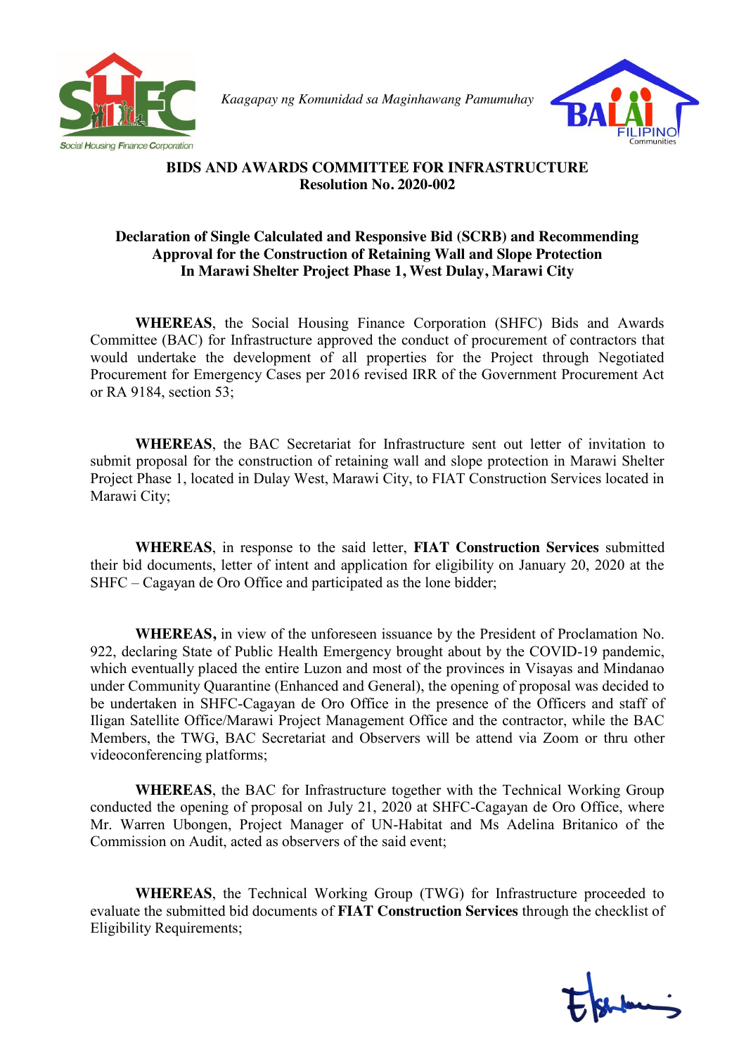*Kaagapay ng Komunidad sa Maginhawang Pamumuhay*

**BIDS AND AWARDS COMMITTEE FOR INFRASTRUCTURE**
**Resolution No. 2020-002**

**Declaration of Single Calculated and Responsive Bid (SCRB) and Recommending Approval for the Construction of Retaining Wall and Slope Protection In Marawi Shelter Project Phase 1, West Dulay, Marawi City**

**WHEREAS**, the Social Housing Finance Corporation (SHFC) Bids and Awards Committee (BAC) for Infrastructure approved the conduct of procurement of contractors that would undertake the development of all properties for the Project through Negotiated Procurement for Emergency Cases per 2016 revised IRR of the Government Procurement Act or RA 9184, section 53;

**WHEREAS**, the BAC Secretariat for Infrastructure sent out letter of invitation to submit proposal for the construction of retaining wall and slope protection in Marawi Shelter Project Phase 1, located in Dulay West, Marawi City, to FIAT Construction Services located in Marawi City;

**WHEREAS**, in response to the said letter, **FIAT Construction Services** submitted their bid documents, letter of intent and application for eligibility on January 20, 2020 at the SHFC – Cagayan de Oro Office and participated as the lone bidder;

**WHEREAS,** in view of the unforeseen issuance by the President of Proclamation No. 922, declaring State of Public Health Emergency brought about by the COVID-19 pandemic, which eventually placed the entire Luzon and most of the provinces in Visayas and Mindanao under Community Quarantine (Enhanced and General), the opening of proposal was decided to be undertaken in SHFC-Cagayan de Oro Office in the presence of the Officers and staff of Iligan Satellite Office/Marawi Project Management Office and the contractor, while the BAC Members, the TWG, BAC Secretariat and Observers will be attend via Zoom or thru other videoconferencing platforms;

**WHEREAS**, the BAC for Infrastructure together with the Technical Working Group conducted the opening of proposal on July 21, 2020 at SHFC-Cagayan de Oro Office, where Mr. Warren Ubongen, Project Manager of UN-Habitat and Ms Adelina Britanico of the Commission on Audit, acted as observers of the said event;

**WHEREAS**, the Technical Working Group (TWG) for Infrastructure proceeded to evaluate the submitted bid documents of **FIAT Construction Services** through the checklist of Eligibility Requirements;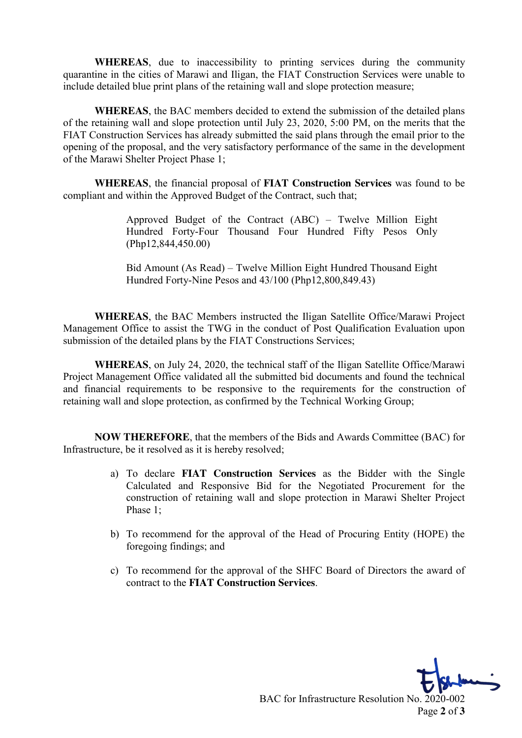**WHEREAS**, due to inaccessibility to printing services during the community quarantine in the cities of Marawi and Iligan, the FIAT Construction Services were unable to include detailed blue print plans of the retaining wall and slope protection measure;

**WHEREAS**, the BAC members decided to extend the submission of the detailed plans of the retaining wall and slope protection until July 23, 2020, 5:00 PM, on the merits that the FIAT Construction Services has already submitted the said plans through the email prior to the opening of the proposal, and the very satisfactory performance of the same in the development of the Marawi Shelter Project Phase 1;

**WHEREAS**, the financial proposal of **FIAT Construction Services** was found to be compliant and within the Approved Budget of the Contract, such that;

> Approved Budget of the Contract (ABC) – Twelve Million Eight Hundred Forty-Four Thousand Four Hundred Fifty Pesos Only (Php12,844,450.00)
>
> Bid Amount (As Read) – Twelve Million Eight Hundred Thousand Eight Hundred Forty-Nine Pesos and 43/100 (Php12,800,849.43)

**WHEREAS**, the BAC Members instructed the Iligan Satellite Office/Marawi Project Management Office to assist the TWG in the conduct of Post Qualification Evaluation upon submission of the detailed plans by the FIAT Constructions Services;

**WHEREAS**, on July 24, 2020, the technical staff of the Iligan Satellite Office/Marawi Project Management Office validated all the submitted bid documents and found the technical and financial requirements to be responsive to the requirements for the construction of retaining wall and slope protection, as confirmed by the Technical Working Group;

**NOW THEREFORE**, that the members of the Bids and Awards Committee (BAC) for Infrastructure, be it resolved as it is hereby resolved;

a) To declare **FIAT Construction Services** as the Bidder with the Single Calculated and Responsive Bid for the Negotiated Procurement for the construction of retaining wall and slope protection in Marawi Shelter Project Phase 1;

b) To recommend for the approval of the Head of Procuring Entity (HOPE) the foregoing findings; and

c) To recommend for the approval of the SHFC Board of Directors the award of contract to the **FIAT Construction Services**.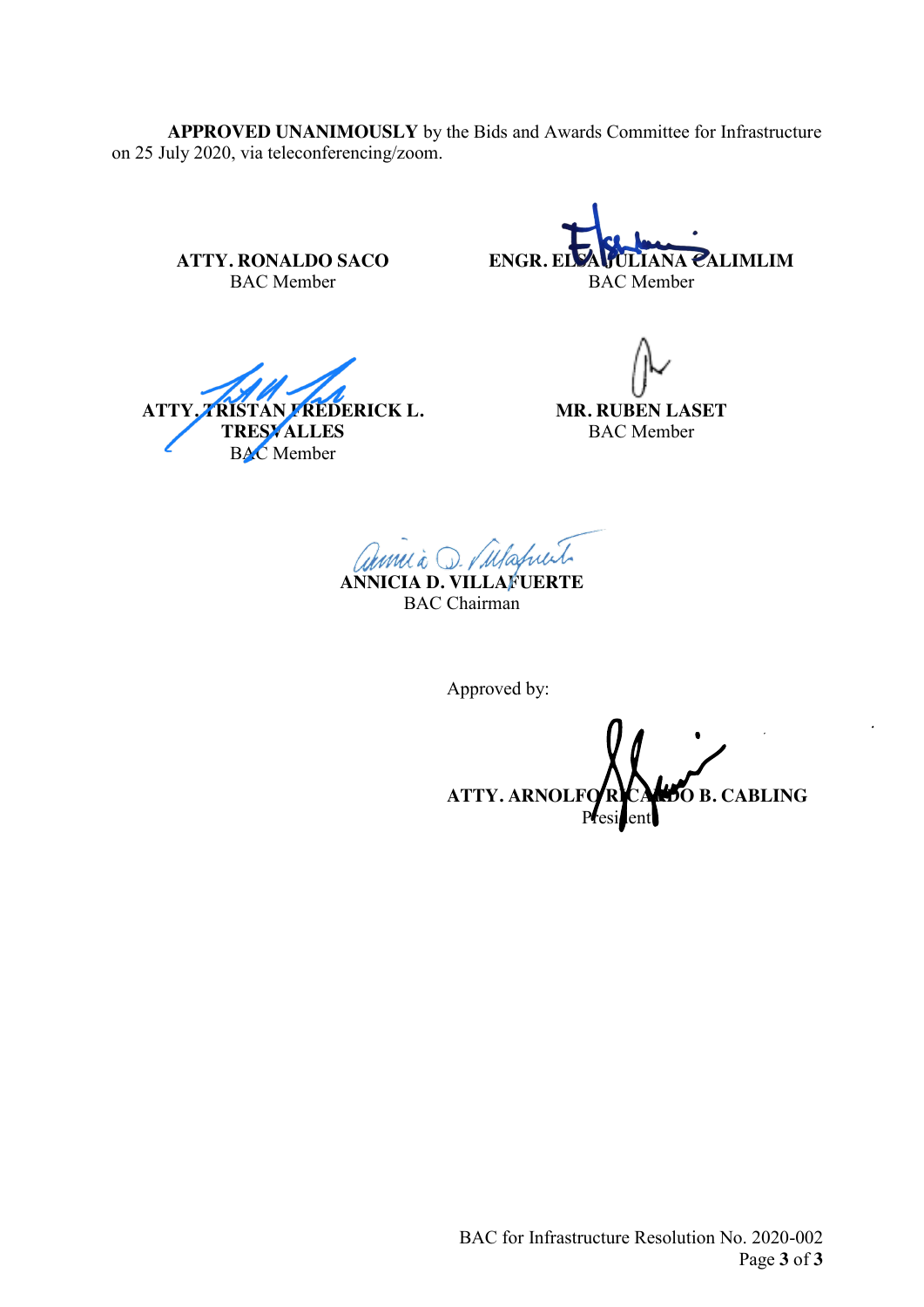**APPROVED UNANIMOUSLY** by the Bids and Awards Committee for Infrastructure on 25 July 2020, via teleconferencing/zoom.

**ATTY. RONALDO SACO**
BAC Member

**ENGR. ELSA JULIANA CALIMLIM**
BAC Member

**ATTY. TRISTAN FREDERICK L. TRESVALLES**
BAC Member

**MR. RUBEN LASET**
BAC Member

**ANNICIA D. VILLAFUERTE**
BAC Chairman

Approved by:

**ATTY. ARNOLFO RICARDO B. CABLING**
President

BAC for Infrastructure Resolution No. 2020-002